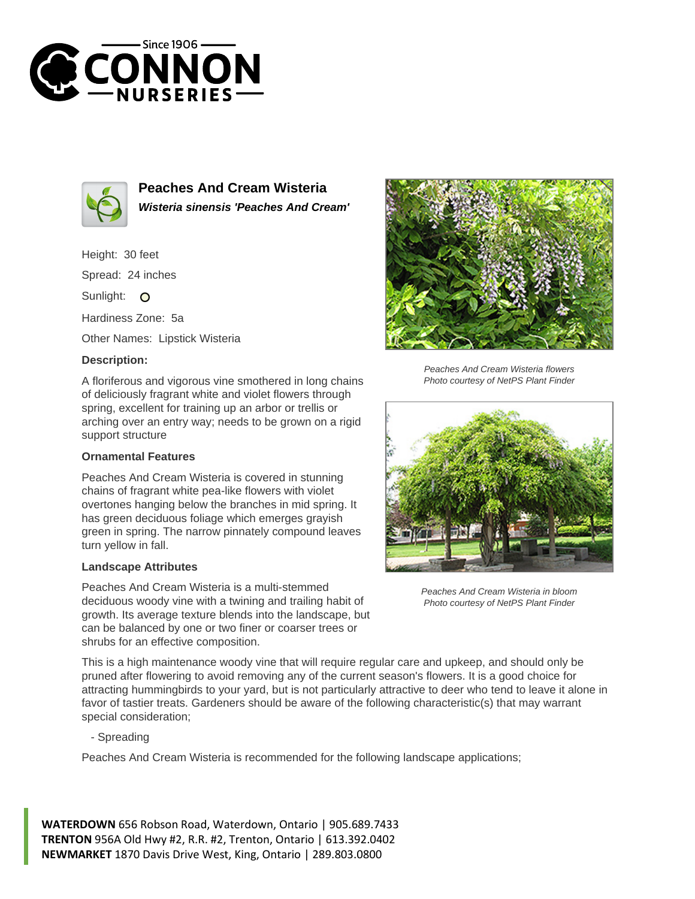# Peaches And Cream Wisteria

***Wisteria sinensis 'Peaches And Cream'***

Height: 30 feet

Spread: 24 inches

Sunlight: O

Hardiness Zone: 5a

Other Names: Lipstick Wisteria

### Description:

A floriferous and vigorous vine smothered in long chains of deliciously fragrant white and violet flowers through spring, excellent for training up an arbor or trellis or arching over an entry way; needs to be grown on a rigid support structure

### Ornamental Features

Peaches And Cream Wisteria is covered in stunning chains of fragrant white pea-like flowers with violet overtones hanging below the branches in mid spring. It has green deciduous foliage which emerges grayish green in spring. The narrow pinnately compound leaves turn yellow in fall.

### Landscape Attributes

Peaches And Cream Wisteria is a multi-stemmed deciduous woody vine with a twining and trailing habit of growth. Its average texture blends into the landscape, but can be balanced by one or two finer or coarser trees or shrubs for an effective composition.

*Peaches And Cream Wisteria flowers*
*Photo courtesy of NetPS Plant Finder*

*Peaches And Cream Wisteria in bloom*
*Photo courtesy of NetPS Plant Finder*

This is a high maintenance woody vine that will require regular care and upkeep, and should only be pruned after flowering to avoid removing any of the current season's flowers. It is a good choice for attracting hummingbirds to your yard, but is not particularly attractive to deer who tend to leave it alone in favor of tastier treats. Gardeners should be aware of the following characteristic(s) that may warrant special consideration;

- Spreading

Peaches And Cream Wisteria is recommended for the following landscape applications;

**WATERDOWN** 656 Robson Road, Waterdown, Ontario | 905.689.7433
**TRENTON** 956A Old Hwy #2, R.R. #2, Trenton, Ontario | 613.392.0402
**NEWMARKET** 1870 Davis Drive West, King, Ontario | 289.803.0800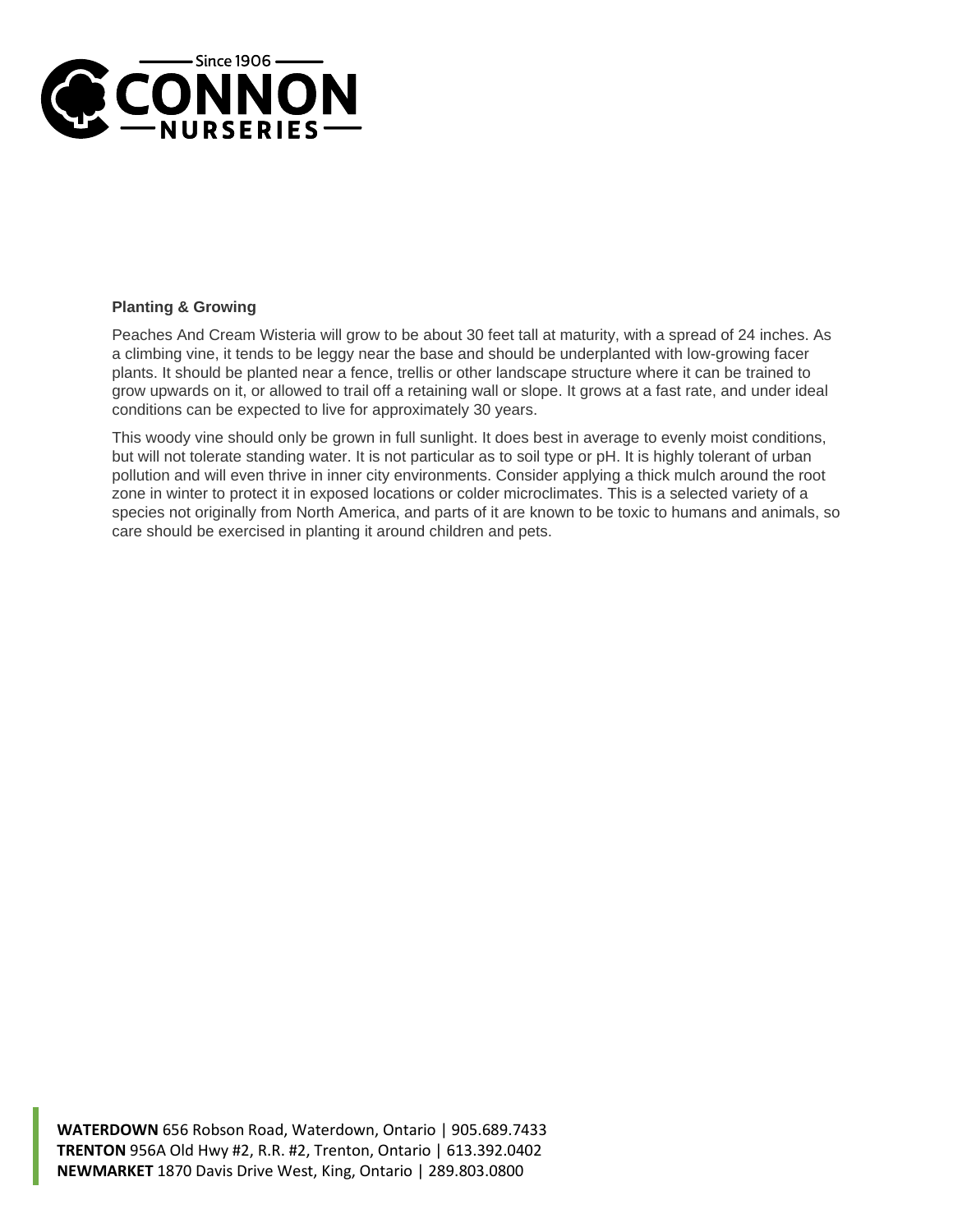### Planting & Growing

Peaches And Cream Wisteria will grow to be about 30 feet tall at maturity, with a spread of 24 inches. As a climbing vine, it tends to be leggy near the base and should be underplanted with low-growing facer plants. It should be planted near a fence, trellis or other landscape structure where it can be trained to grow upwards on it, or allowed to trail off a retaining wall or slope. It grows at a fast rate, and under ideal conditions can be expected to live for approximately 30 years.

This woody vine should only be grown in full sunlight. It does best in average to evenly moist conditions, but will not tolerate standing water. It is not particular as to soil type or pH. It is highly tolerant of urban pollution and will even thrive in inner city environments. Consider applying a thick mulch around the root zone in winter to protect it in exposed locations or colder microclimates. This is a selected variety of a species not originally from North America, and parts of it are known to be toxic to humans and animals, so care should be exercised in planting it around children and pets.